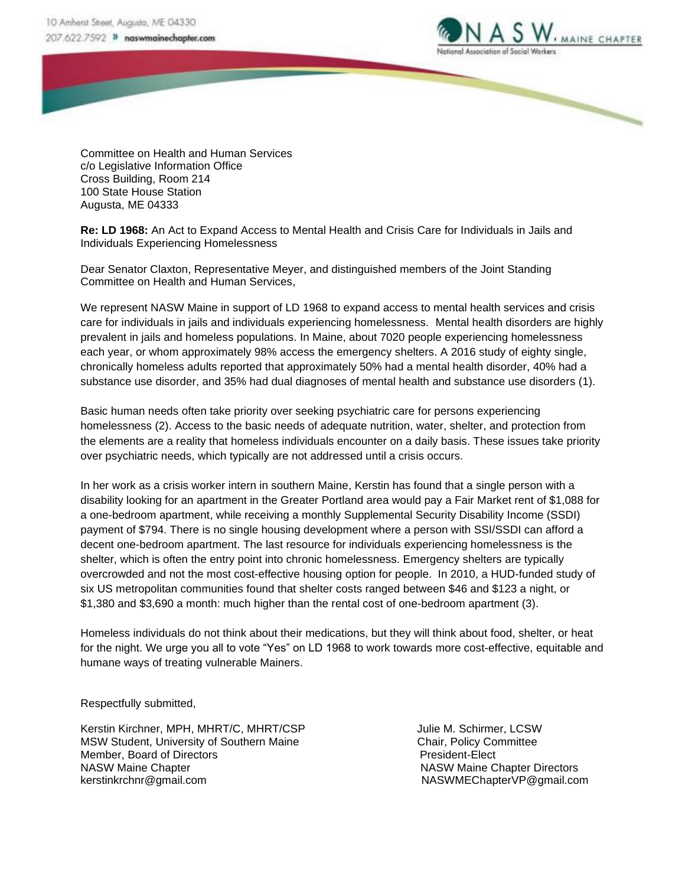10 Amherst Street, Augusta, ME 04330
207.622.7592 » naswmainechapter.com

NASW. MAINE CHAPTER
National Association of Social Workers

Committee on Health and Human Services
c/o Legislative Information Office
Cross Building, Room 214
100 State House Station
Augusta, ME 04333

**Re: LD 1968:** An Act to Expand Access to Mental Health and Crisis Care for Individuals in Jails and Individuals Experiencing Homelessness

Dear Senator Claxton, Representative Meyer, and distinguished members of the Joint Standing Committee on Health and Human Services,

We represent NASW Maine in support of LD 1968 to expand access to mental health services and crisis care for individuals in jails and individuals experiencing homelessness. Mental health disorders are highly prevalent in jails and homeless populations. In Maine, about 7020 people experiencing homelessness each year, or whom approximately 98% access the emergency shelters. A 2016 study of eighty single, chronically homeless adults reported that approximately 50% had a mental health disorder, 40% had a substance use disorder, and 35% had dual diagnoses of mental health and substance use disorders (1).

Basic human needs often take priority over seeking psychiatric care for persons experiencing homelessness (2). Access to the basic needs of adequate nutrition, water, shelter, and protection from the elements are a reality that homeless individuals encounter on a daily basis. These issues take priority over psychiatric needs, which typically are not addressed until a crisis occurs.

In her work as a crisis worker intern in southern Maine, Kerstin has found that a single person with a disability looking for an apartment in the Greater Portland area would pay a Fair Market rent of $1,088 for a one-bedroom apartment, while receiving a monthly Supplemental Security Disability Income (SSDI) payment of $794. There is no single housing development where a person with SSI/SSDI can afford a decent one-bedroom apartment. The last resource for individuals experiencing homelessness is the shelter, which is often the entry point into chronic homelessness. Emergency shelters are typically overcrowded and not the most cost-effective housing option for people. In 2010, a HUD-funded study of six US metropolitan communities found that shelter costs ranged between $46 and $123 a night, or $1,380 and $3,690 a month: much higher than the rental cost of one-bedroom apartment (3).

Homeless individuals do not think about their medications, but they will think about food, shelter, or heat for the night. We urge you all to vote "Yes" on LD 1968 to work towards more cost-effective, equitable and humane ways of treating vulnerable Mainers.

Respectfully submitted,

Kerstin Kirchner, MPH, MHRT/C, MHRT/CSP
MSW Student, University of Southern Maine
Member, Board of Directors
NASW Maine Chapter
kerstinkrchnr@gmail.com

Julie M. Schirmer, LCSW
Chair, Policy Committee
President-Elect
NASW Maine Chapter Directors
NASWMEChapterVP@gmail.com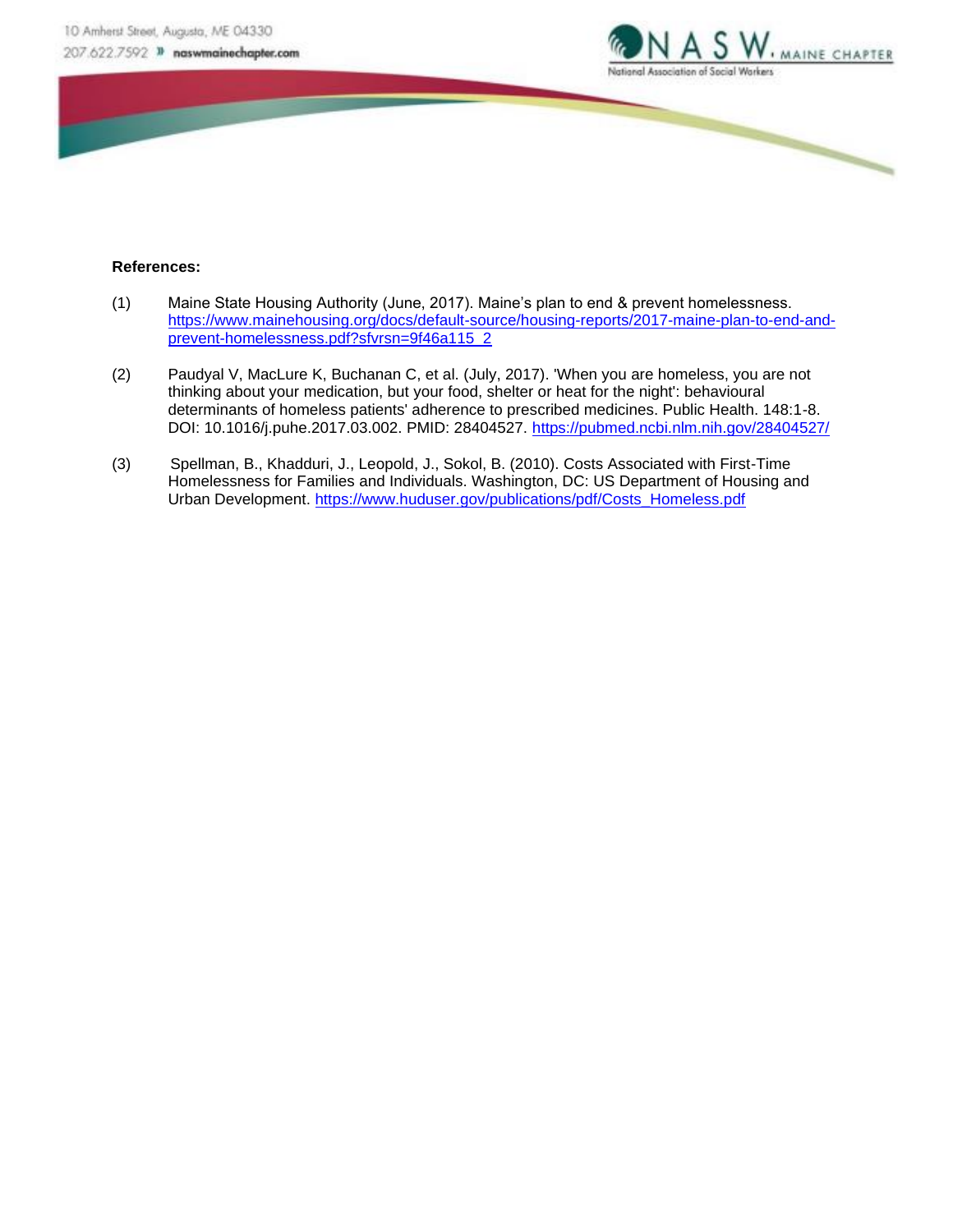**References:**

(1) Maine State Housing Authority (June, 2017). Maine's plan to end & prevent homelessness. https://www.mainehousing.org/docs/default-source/housing-reports/2017-maine-plan-to-end-and-prevent-homelessness.pdf?sfvrsn=9f46a115_2

(2) Paudyal V, MacLure K, Buchanan C, et al. (July, 2017). 'When you are homeless, you are not thinking about your medication, but your food, shelter or heat for the night': behavioural determinants of homeless patients' adherence to prescribed medicines. Public Health. 148:1-8. DOI: 10.1016/j.puhe.2017.03.002. PMID: 28404527. https://pubmed.ncbi.nlm.nih.gov/28404527/

(3) Spellman, B., Khadduri, J., Leopold, J., Sokol, B. (2010). Costs Associated with First-Time Homelessness for Families and Individuals. Washington, DC: US Department of Housing and Urban Development. https://www.huduser.gov/publications/pdf/Costs_Homeless.pdf